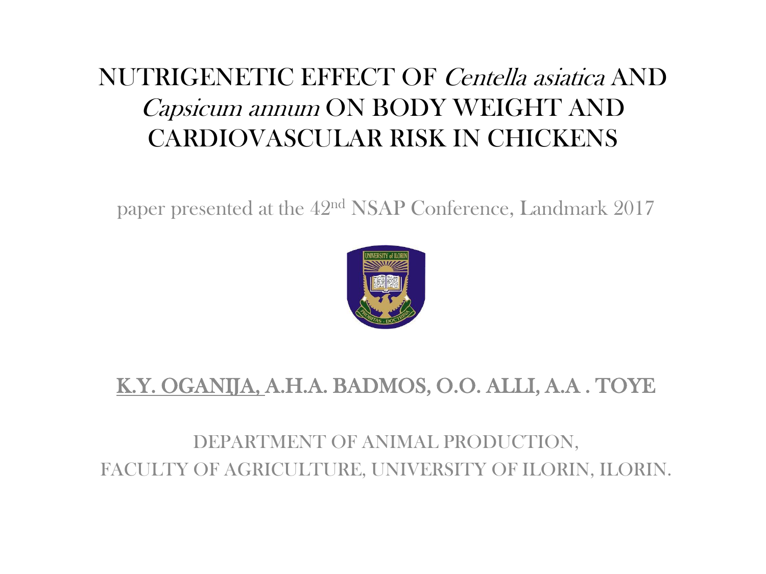# NUTRIGENETIC EFFECT OF *Centella asiatica* AND *Capsicum annum* ON BODY WEIGHT AND CARDIOVASCULAR RISK IN CHICKENS

paper presented at the 42nd NSAP Conference, Landmark 2017

<u>K.Y. OGANIJA,</u> A.H.A. BADMOS, O.O. ALLI, A.A . TOYE

DEPARTMENT OF ANIMAL PRODUCTION,
FACULTY OF AGRICULTURE, UNIVERSITY OF ILORIN, ILORIN.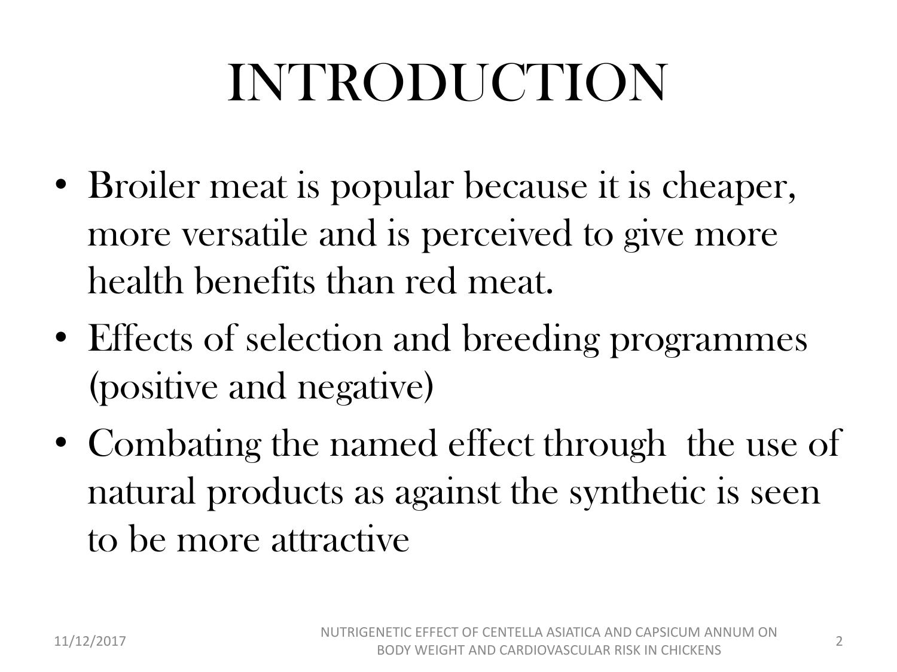# INTRODUCTION

- Broiler meat is popular because it is cheaper, more versatile and is perceived to give more health benefits than red meat.
- Effects of selection and breeding programmes (positive and negative)
- Combating the named effect through  the use of natural products as against the synthetic is seen to be more attractive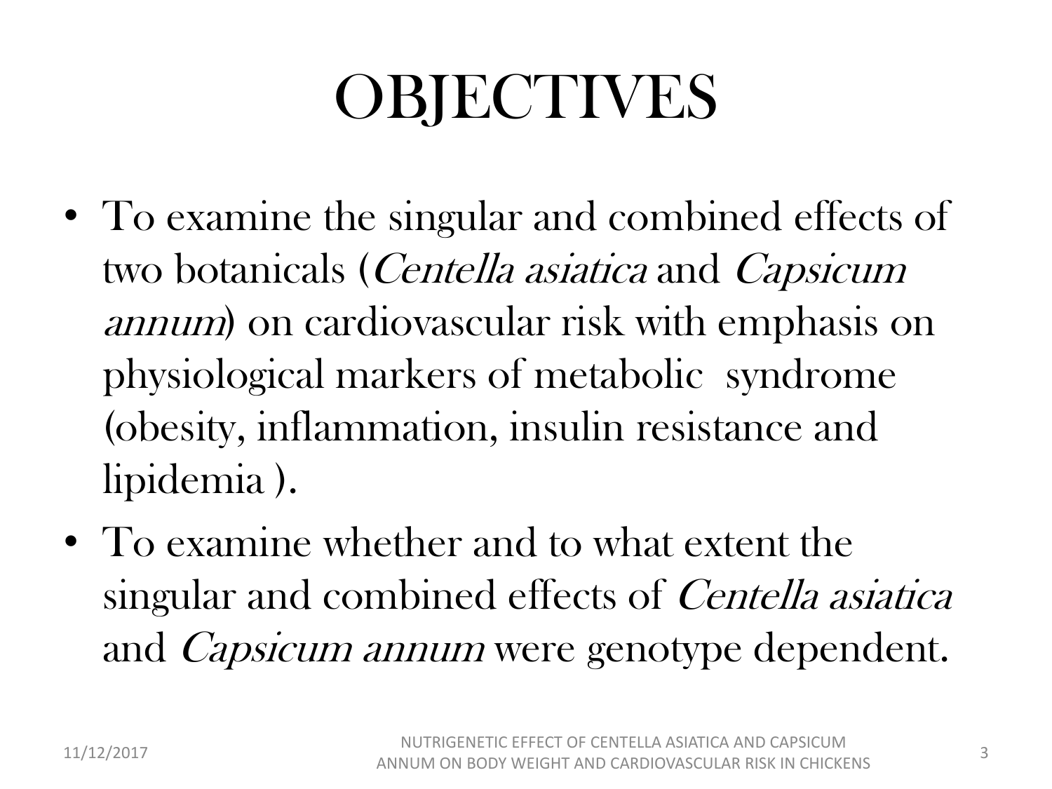# OBJECTIVES

- To examine the singular and combined effects of two botanicals (*Centella asiatica* and *Capsicum annum*) on cardiovascular risk with emphasis on physiological markers of metabolic syndrome (obesity, inflammation, insulin resistance and lipidemia ).
- To examine whether and to what extent the singular and combined effects of *Centella asiatica* and *Capsicum annum* were genotype dependent.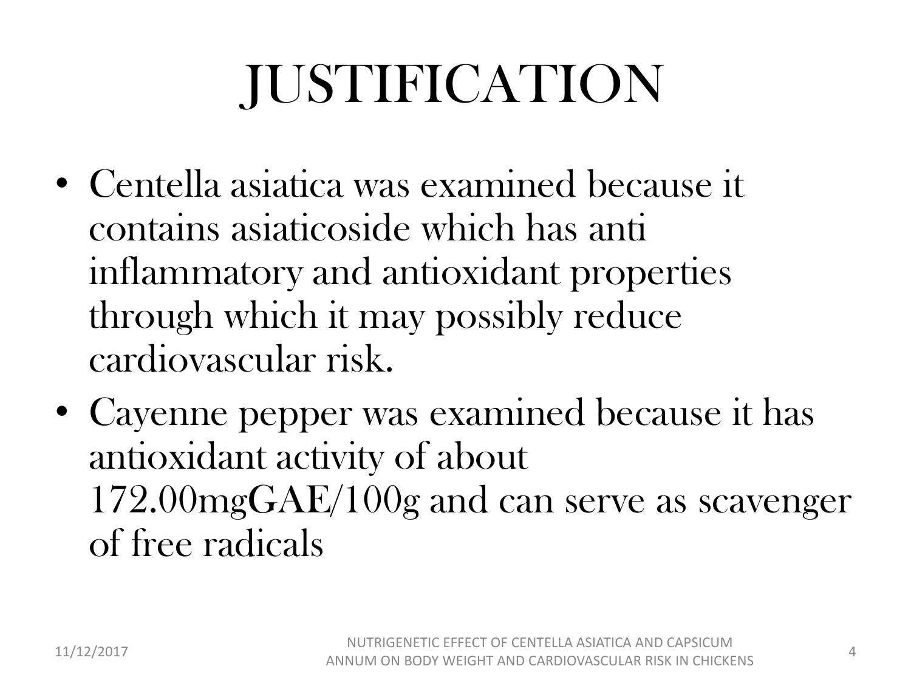# JUSTIFICATION

- Centella asiatica was examined because it contains asiaticoside which has anti inflammatory and antioxidant properties through which it may possibly reduce cardiovascular risk.
- Cayenne pepper was examined because it has antioxidant activity of about 172.00mgGAE/100g and can serve as scavenger of free radicals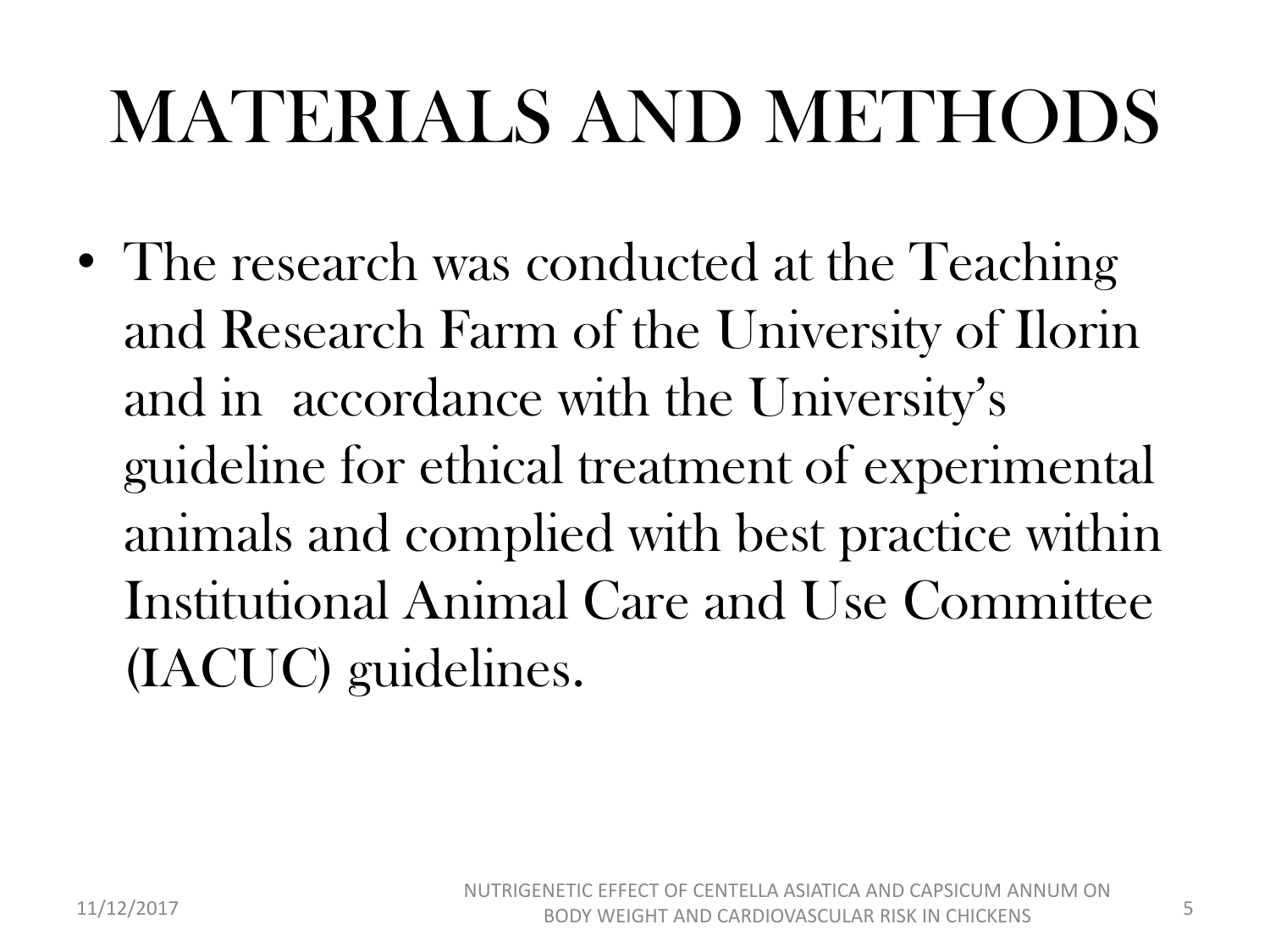# MATERIALS AND METHODS

- The research was conducted at the Teaching and Research Farm of the University of Ilorin and in accordance with the University's guideline for ethical treatment of experimental animals and complied with best practice within Institutional Animal Care and Use Committee (IACUC) guidelines.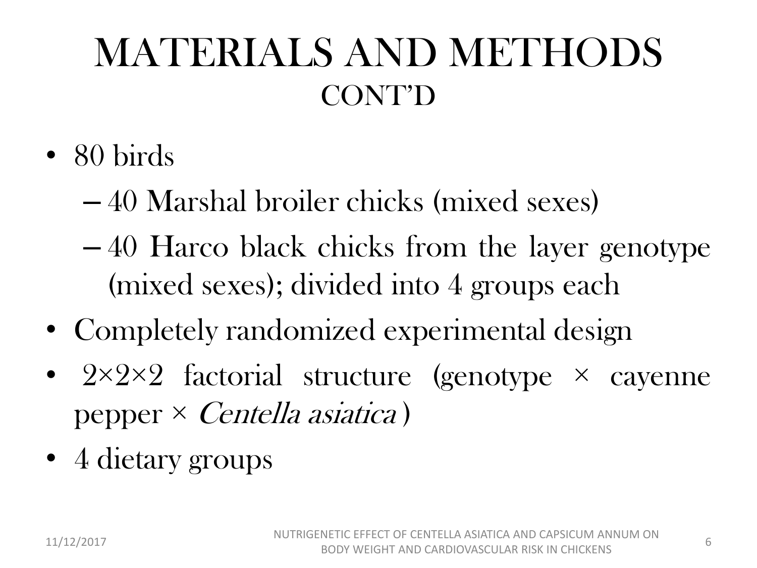# MATERIALS AND METHODS
## CONT'D

- 80 birds
  - 40 Marshal broiler chicks (mixed sexes)
  - 40 Harco black chicks from the layer genotype (mixed sexes); divided into 4 groups each
- Completely randomized experimental design
- $2 \times 2 \times 2$ factorial structure (genotype × cayenne pepper × *Centella asiatica* )
- 4 dietary groups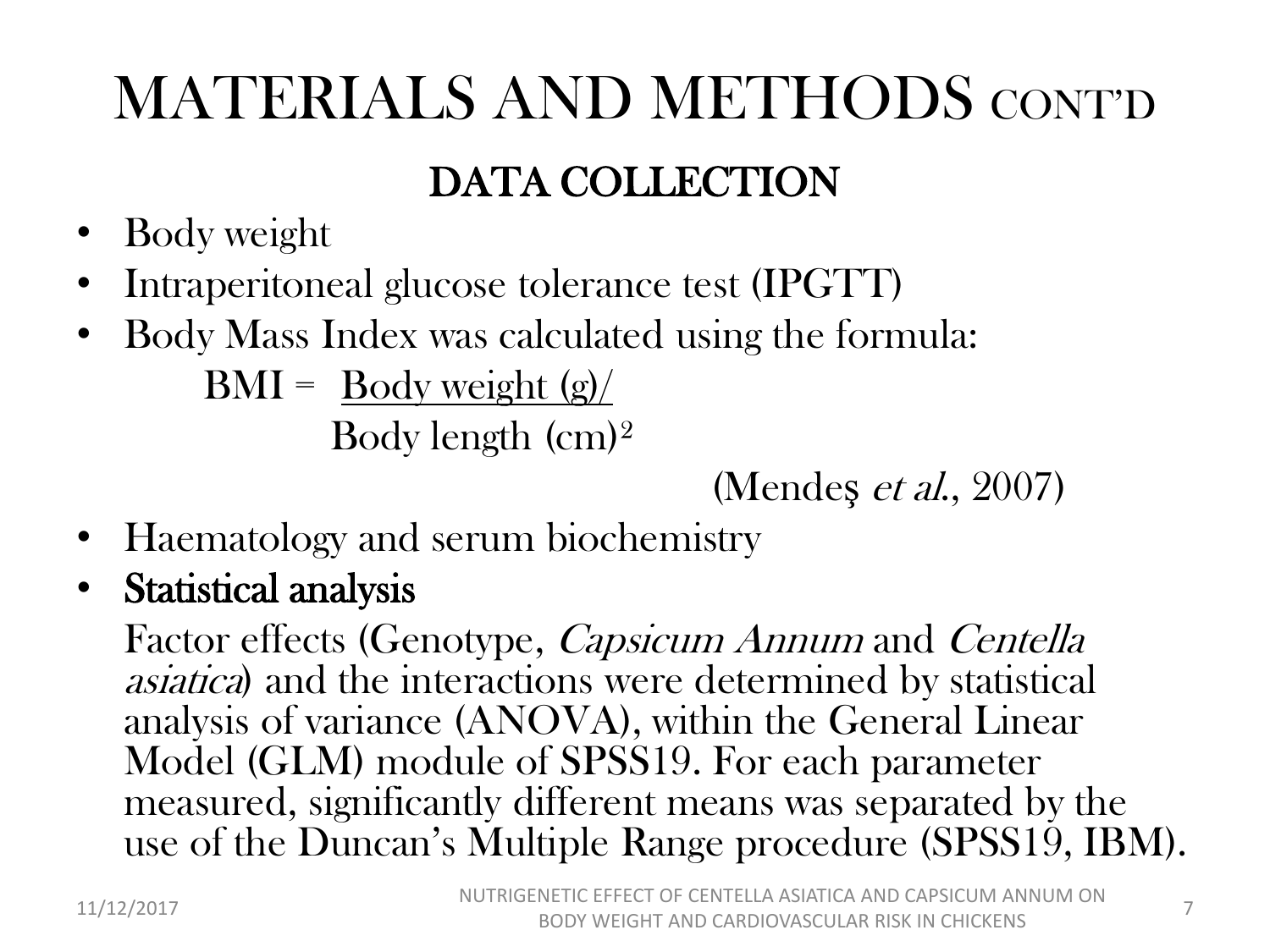# MATERIALS AND METHODS CONT'D

## DATA COLLECTION

- Body weight
- Intraperitoneal glucose tolerance test (IPGTT)
- Body Mass Index was calculated using the formula:

$$BMI = \frac{\text{Body weight (g)}}{\text{Body length (cm)}^2}$$

(Mendeş *et al.*, 2007)

- Haematology and serum biochemistry
- **Statistical analysis**

  Factor effects (Genotype, *Capsicum Annum* and *Centella asiatica*) and the interactions were determined by statistical analysis of variance (ANOVA), within the General Linear Model (GLM) module of SPSS19. For each parameter measured, significantly different means was separated by the use of the Duncan's Multiple Range procedure (SPSS19, IBM).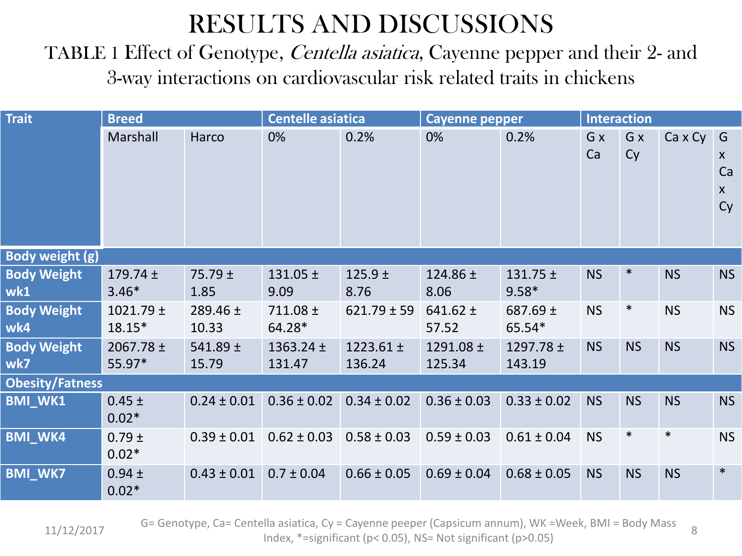# RESULTS AND DISCUSSIONS

## TABLE 1 Effect of Genotype, *Centella asiatica*, Cayenne pepper and their 2- and 3-way interactions on cardiovascular risk related traits in chickens

| Trait | Breed | | Centelle asiatica | | Cayenne pepper | | Interaction | | | |
|---|---|---|---|---|---|---|---|---|---|---|
| | Marshall | Harco | 0% | 0.2% | 0% | 0.2% | G x Ca | G x Cy | Ca x Cy | G x Ca x Cy |
| **Body weight (g)** | | | | | | | | | | |
| **Body Weight wk1** | 179.74 ± 3.46* | 75.79 ± 1.85 | 131.05 ± 9.09 | 125.9 ± 8.76 | 124.86 ± 8.06 | 131.75 ± 9.58* | NS | * | NS | NS |
| **Body Weight wk4** | 1021.79 ± 18.15* | 289.46 ± 10.33 | 711.08 ± 64.28* | 621.79 ± 59 | 641.62 ± 57.52 | 687.69 ± 65.54* | NS | * | NS | NS |
| **Body Weight wk7** | 2067.78 ± 55.97* | 541.89 ± 15.79 | 1363.24 ± 131.47 | 1223.61 ± 136.24 | 1291.08 ± 125.34 | 1297.78 ± 143.19 | NS | NS | NS | NS |
| **Obesity/Fatness** | | | | | | | | | | |
| **BMI_WK1** | 0.45 ± 0.02* | 0.24 ± 0.01 | 0.36 ± 0.02 | 0.34 ± 0.02 | 0.36 ± 0.03 | 0.33 ± 0.02 | NS | NS | NS | NS |
| **BMI_WK4** | 0.79 ± 0.02* | 0.39 ± 0.01 | 0.62 ± 0.03 | 0.58 ± 0.03 | 0.59 ± 0.03 | 0.61 ± 0.04 | NS | * | * | NS |
| **BMI_WK7** | 0.94 ± 0.02* | 0.43 ± 0.01 | 0.7 ± 0.04 | 0.66 ± 0.05 | 0.69 ± 0.04 | 0.68 ± 0.05 | NS | NS | NS | * |

G= Genotype, Ca= Centella asiatica, Cy = Cayenne peeper (Capsicum annum), WK =Week, BMI = Body Mass Index, *=significant ($p < 0.05$), NS= Not significant ($p > 0.05$)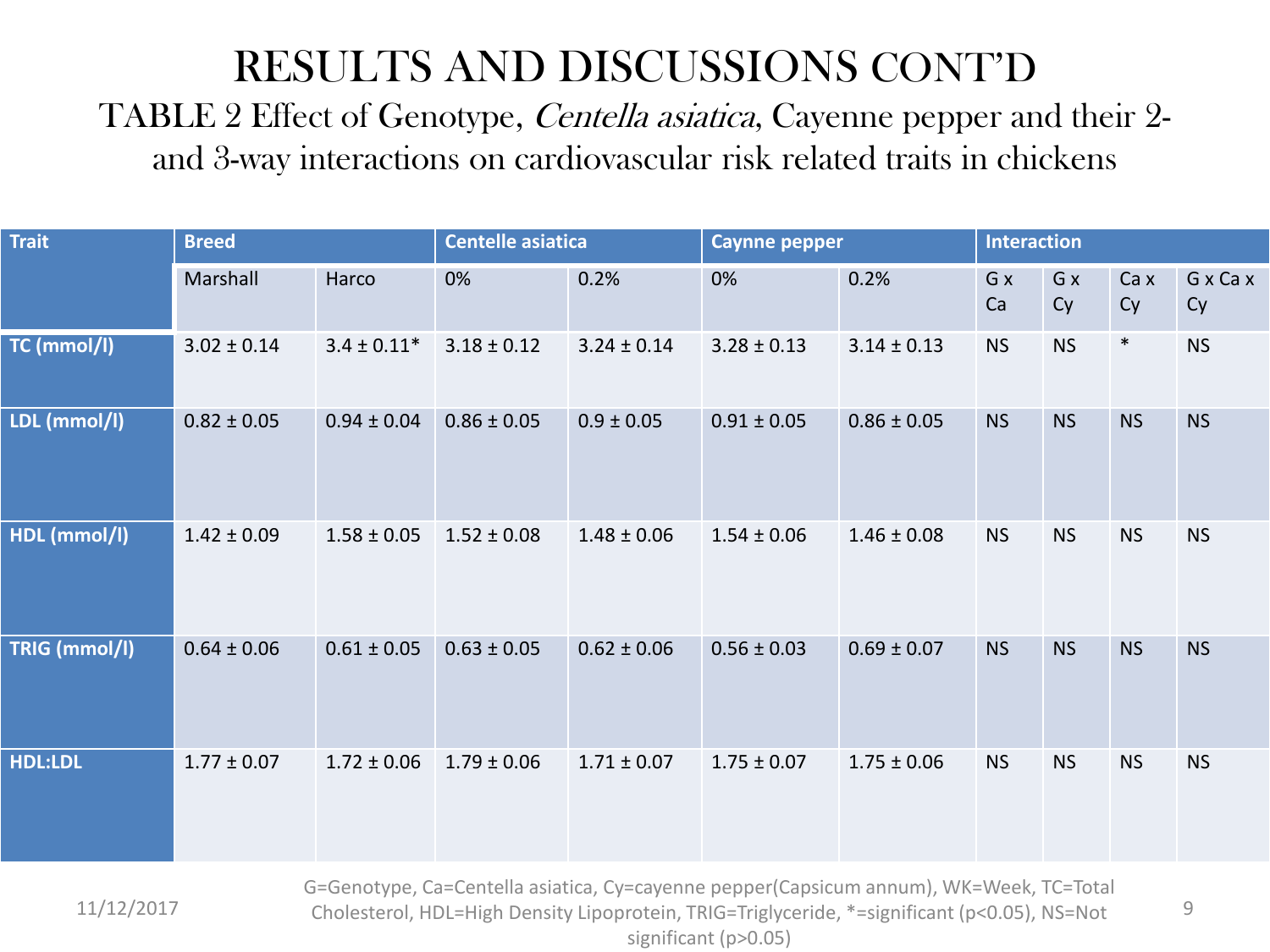# RESULTS AND DISCUSSIONS CONT'D

TABLE 2 Effect of Genotype, *Centella asiatica*, Cayenne pepper and their 2- and 3-way interactions on cardiovascular risk related traits in chickens

| Trait | Breed | | Centelle asiatica | | Caynne pepper | | Interaction | | | |
|---|---|---|---|---|---|---|---|---|---|---|
| | Marshall | Harco | 0% | 0.2% | 0% | 0.2% | G x Ca | G x Cy | Ca x Cy | G x Ca x Cy |
| **TC (mmol/l)** | 3.02 ± 0.14 | 3.4 ± 0.11* | 3.18 ± 0.12 | 3.24 ± 0.14 | 3.28 ± 0.13 | 3.14 ± 0.13 | NS | NS | * | NS |
| **LDL (mmol/l)** | 0.82 ± 0.05 | 0.94 ± 0.04 | 0.86 ± 0.05 | 0.9 ± 0.05 | 0.91 ± 0.05 | 0.86 ± 0.05 | NS | NS | NS | NS |
| **HDL (mmol/l)** | 1.42 ± 0.09 | 1.58 ± 0.05 | 1.52 ± 0.08 | 1.48 ± 0.06 | 1.54 ± 0.06 | 1.46 ± 0.08 | NS | NS | NS | NS |
| **TRIG (mmol/l)** | 0.64 ± 0.06 | 0.61 ± 0.05 | 0.63 ± 0.05 | 0.62 ± 0.06 | 0.56 ± 0.03 | 0.69 ± 0.07 | NS | NS | NS | NS |
| **HDL:LDL** | 1.77 ± 0.07 | 1.72 ± 0.06 | 1.79 ± 0.06 | 1.71 ± 0.07 | 1.75 ± 0.07 | 1.75 ± 0.06 | NS | NS | NS | NS |

G=Genotype, Ca=Centella asiatica, Cy=cayenne pepper(Capsicum annum), WK=Week, TC=Total Cholesterol, HDL=High Density Lipoprotein, TRIG=Triglyceride, *=significant ($p<0.05$), NS=Not significant ($p>0.05$)

11/12/2017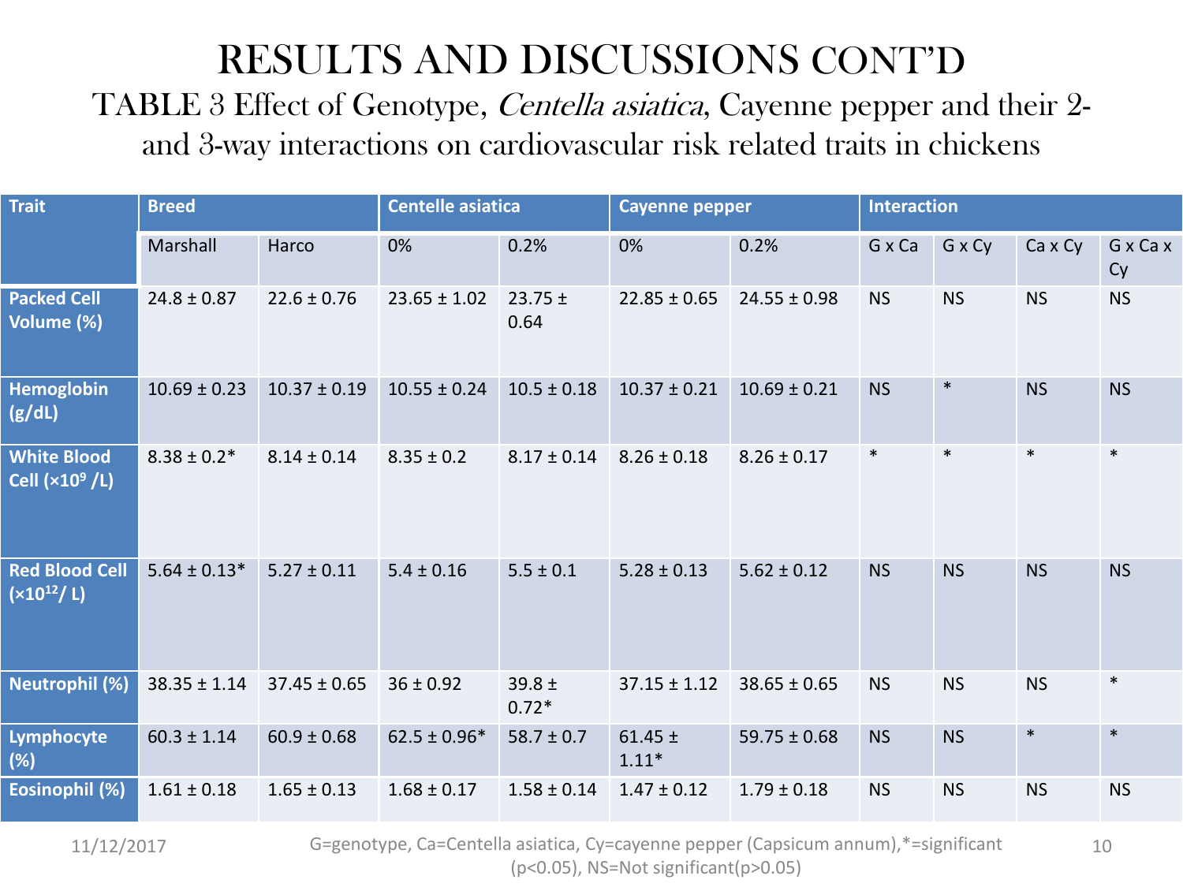# RESULTS AND DISCUSSIONS CONT'D

TABLE 3 Effect of Genotype, *Centella asiatica*, Cayenne pepper and their 2- and 3-way interactions on cardiovascular risk related traits in chickens

| Trait | Breed | | Centelle asiatica | | Cayenne pepper | | Interaction | | | |
|---|---|---|---|---|---|---|---|---|---|---|
| | Marshall | Harco | 0% | 0.2% | 0% | 0.2% | G x Ca | G x Cy | Ca x Cy | G x Ca x Cy |
| **Packed Cell Volume (%)** | 24.8 ± 0.87 | 22.6 ± 0.76 | 23.65 ± 1.02 | 23.75 ± 0.64 | 22.85 ± 0.65 | 24.55 ± 0.98 | NS | NS | NS | NS |
| **Hemoglobin (g/dL)** | 10.69 ± 0.23 | 10.37 ± 0.19 | 10.55 ± 0.24 | 10.5 ± 0.18 | 10.37 ± 0.21 | 10.69 ± 0.21 | NS | * | NS | NS |
| **White Blood Cell ($\times 10^9$ /L)** | 8.38 ± 0.2* | 8.14 ± 0.14 | 8.35 ± 0.2 | 8.17 ± 0.14 | 8.26 ± 0.18 | 8.26 ± 0.17 | * | * | * | * |
| **Red Blood Cell ($\times 10^{12}$/ L)** | 5.64 ± 0.13* | 5.27 ± 0.11 | 5.4 ± 0.16 | 5.5 ± 0.1 | 5.28 ± 0.13 | 5.62 ± 0.12 | NS | NS | NS | NS |
| **Neutrophil (%)** | 38.35 ± 1.14 | 37.45 ± 0.65 | 36 ± 0.92 | 39.8 ± 0.72* | 37.15 ± 1.12 | 38.65 ± 0.65 | NS | NS | NS | * |
| **Lymphocyte (%)** | 60.3 ± 1.14 | 60.9 ± 0.68 | 62.5 ± 0.96* | 58.7 ± 0.7 | 61.45 ± 1.11* | 59.75 ± 0.68 | NS | NS | * | * |
| **Eosinophil (%)** | 1.61 ± 0.18 | 1.65 ± 0.13 | 1.68 ± 0.17 | 1.58 ± 0.14 | 1.47 ± 0.12 | 1.79 ± 0.18 | NS | NS | NS | NS |

G=genotype, Ca=Centella asiatica, Cy=cayenne pepper (Capsicum annum),*=significant ($p<0.05$), NS=Not significant($p>0.05$)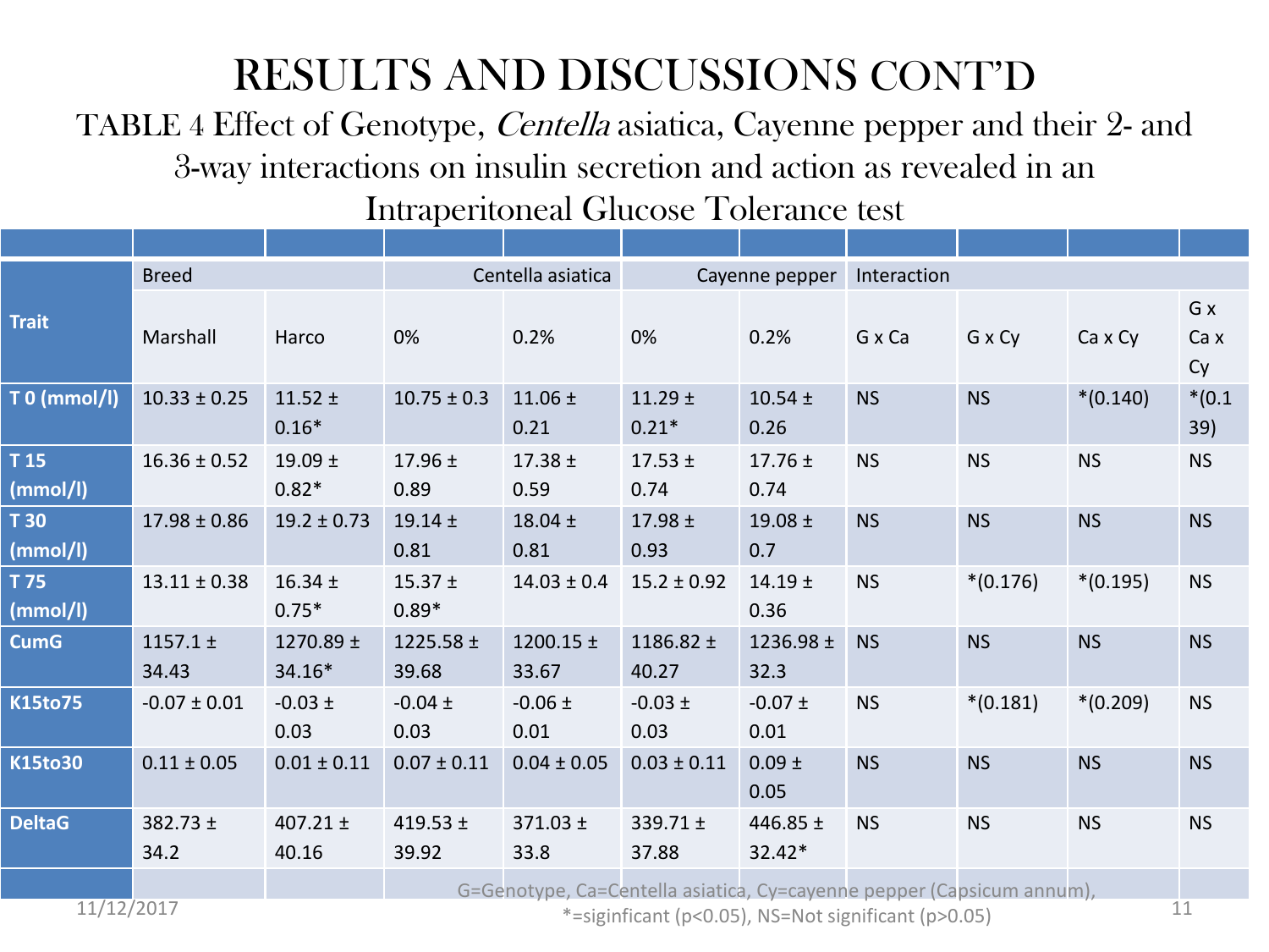# RESULTS AND DISCUSSIONS CONT'D

TABLE 4 Effect of Genotype, *Centella* asiatica, Cayenne pepper and their 2- and 3-way interactions on insulin secretion and action as revealed in an Intraperitoneal Glucose Tolerance test

| Trait | Breed | | Centella asiatica | | Cayenne pepper | | Interaction | | | |
|---|---|---|---|---|---|---|---|---|---|---|
| | Marshall | Harco | 0% | 0.2% | 0% | 0.2% | G x Ca | G x Cy | Ca x Cy | G x Ca x Cy |
| T 0 (mmol/l) | 10.33 ± 0.25 | 11.52 ± 0.16* | 10.75 ± 0.3 | 11.06 ± 0.21 | 11.29 ± 0.21* | 10.54 ± 0.26 | NS | NS | *(0.140) | *(0.139) |
| T 15 (mmol/l) | 16.36 ± 0.52 | 19.09 ± 0.82* | 17.96 ± 0.89 | 17.38 ± 0.59 | 17.53 ± 0.74 | 17.76 ± 0.74 | NS | NS | NS | NS |
| T 30 (mmol/l) | 17.98 ± 0.86 | 19.2 ± 0.73 | 19.14 ± 0.81 | 18.04 ± 0.81 | 17.98 ± 0.93 | 19.08 ± 0.7 | NS | NS | NS | NS |
| T 75 (mmol/l) | 13.11 ± 0.38 | 16.34 ± 0.75* | 15.37 ± 0.89* | 14.03 ± 0.4 | 15.2 ± 0.92 | 14.19 ± 0.36 | NS | *(0.176) | *(0.195) | NS |
| CumG | 1157.1 ± 34.43 | 1270.89 ± 34.16* | 1225.58 ± 39.68 | 1200.15 ± 33.67 | 1186.82 ± 40.27 | 1236.98 ± 32.3 | NS | NS | NS | NS |
| K15to75 | -0.07 ± 0.01 | -0.03 ± 0.03 | -0.04 ± 0.03 | -0.06 ± 0.01 | -0.03 ± 0.03 | -0.07 ± 0.01 | NS | *(0.181) | *(0.209) | NS |
| K15to30 | 0.11 ± 0.05 | 0.01 ± 0.11 | 0.07 ± 0.11 | 0.04 ± 0.05 | 0.03 ± 0.11 | 0.09 ± 0.05 | NS | NS | NS | NS |
| DeltaG | 382.73 ± 34.2 | 407.21 ± 40.16 | 419.53 ± 39.92 | 371.03 ± 33.8 | 339.71 ± 37.88 | 446.85 ± 32.42* | NS | NS | NS | NS |

G=Genotype, Ca=Centella asiatica, Cy=cayenne pepper (Capsicum annum), *=siginficant (p<0.05), NS=Not significant (p>0.05)

11/12/2017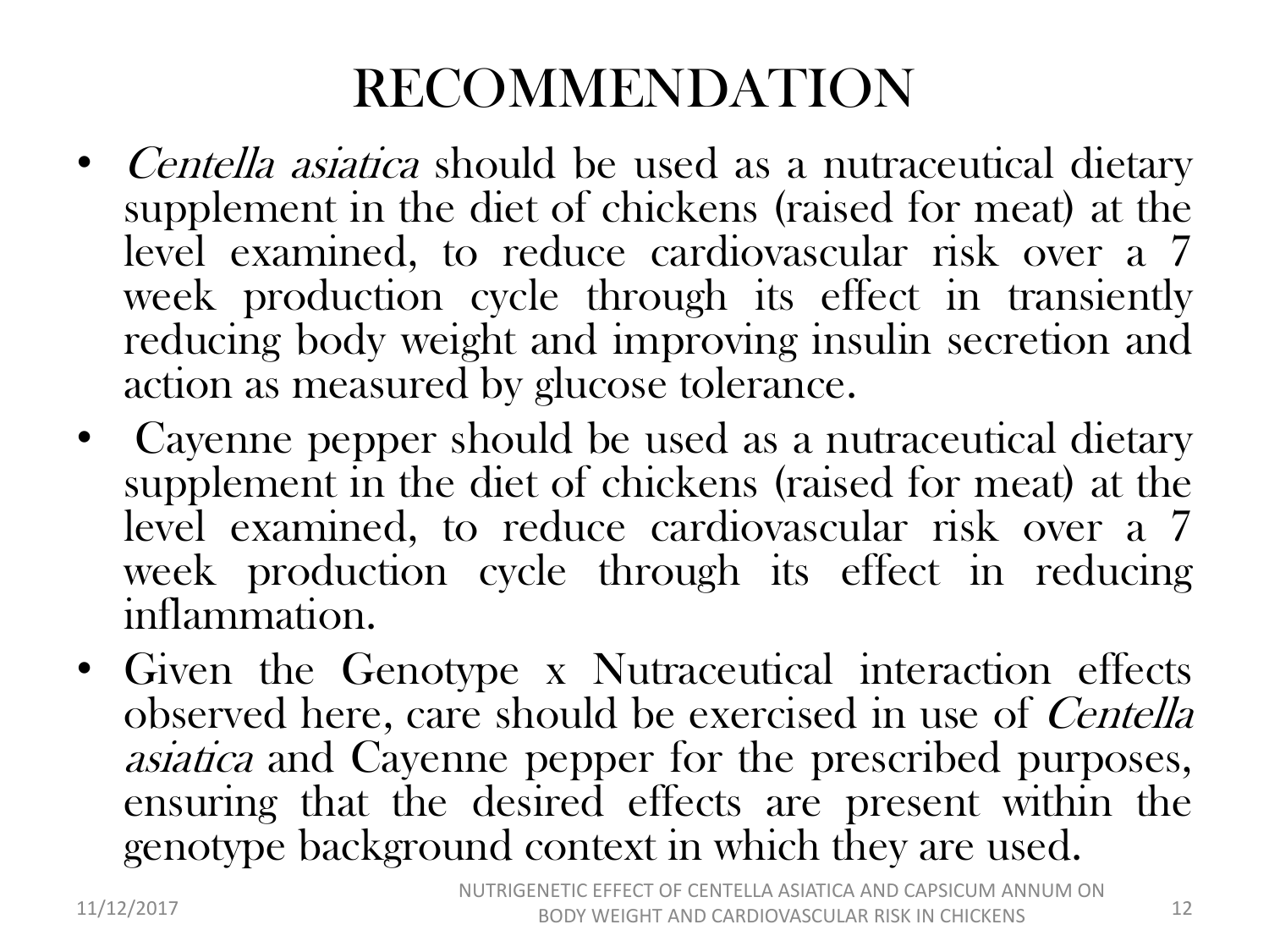# RECOMMENDATION

- *Centella asiatica* should be used as a nutraceutical dietary supplement in the diet of chickens (raised for meat) at the level examined, to reduce cardiovascular risk over a 7 week production cycle through its effect in transiently reducing body weight and improving insulin secretion and action as measured by glucose tolerance.
- Cayenne pepper should be used as a nutraceutical dietary supplement in the diet of chickens (raised for meat) at the level examined, to reduce cardiovascular risk over a 7 week production cycle through its effect in reducing inflammation.
- Given the Genotype x Nutraceutical interaction effects observed here, care should be exercised in use of *Centella asiatica* and Cayenne pepper for the prescribed purposes, ensuring that the desired effects are present within the genotype background context in which they are used.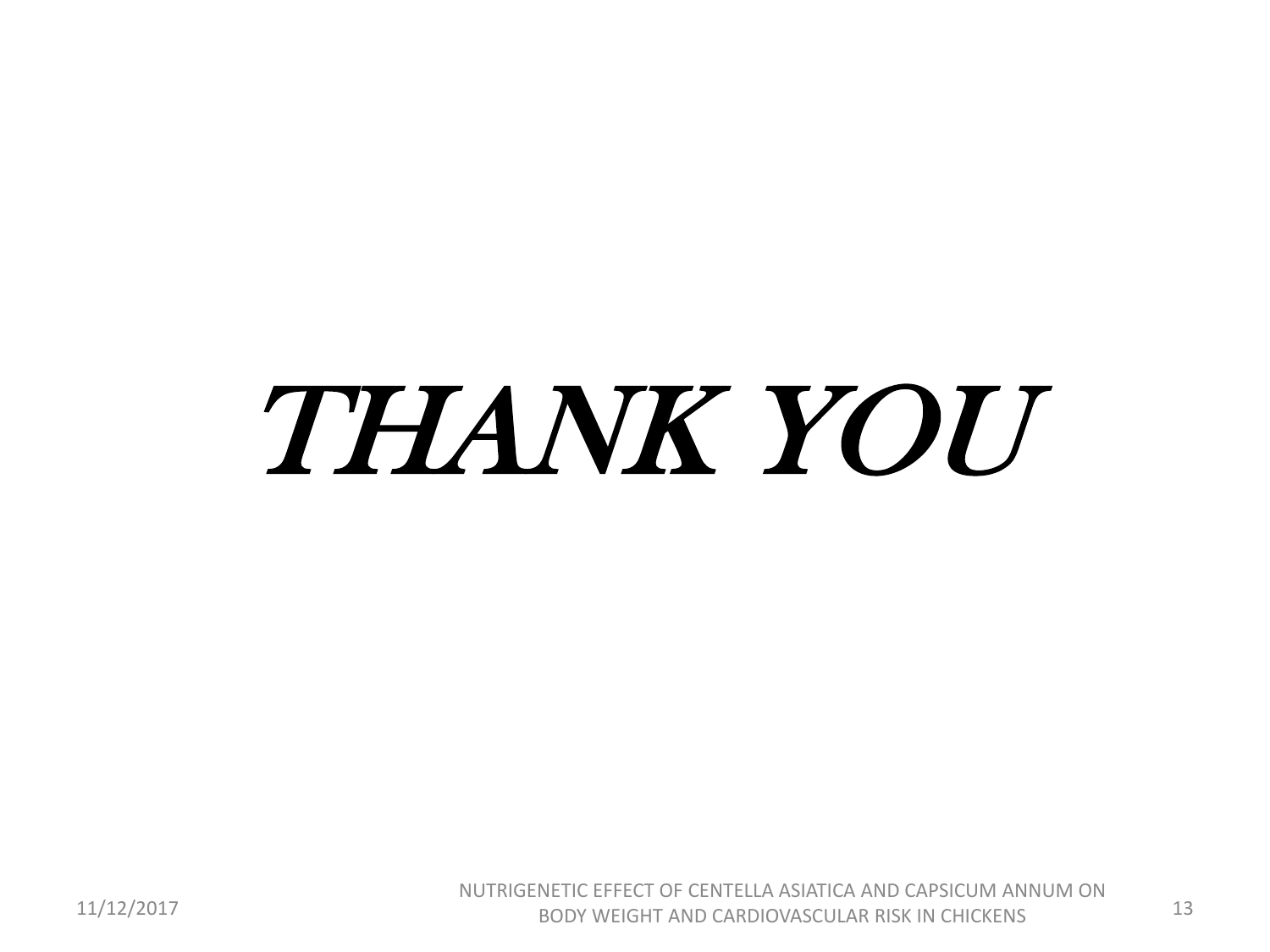# *THANK YOU*